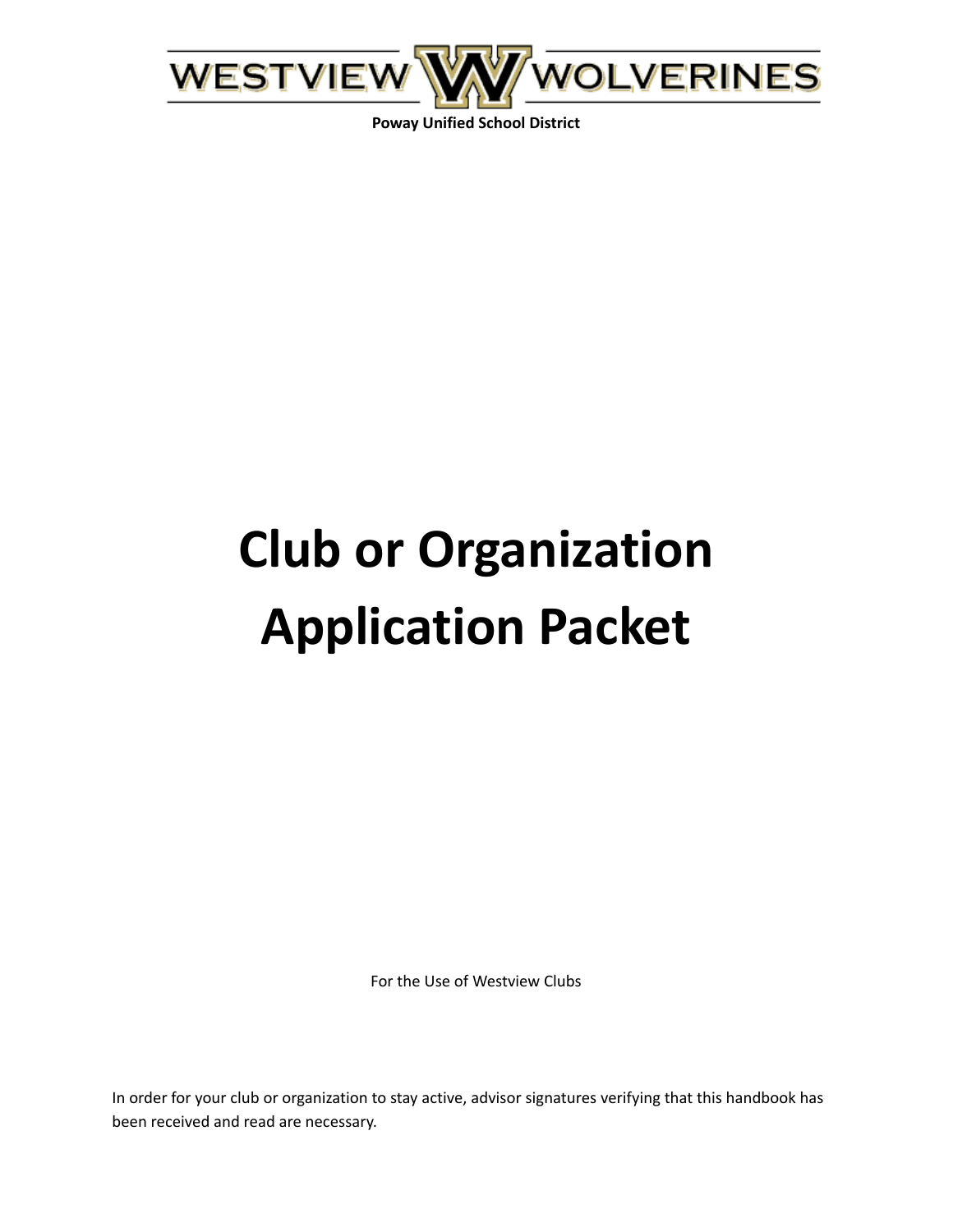WESTVIEW WOLVERINES

**Poway Unified School District**

# Club or Organization Application Packet

For the Use of Westview Clubs

In order for your club or organization to stay active, advisor signatures verifying that this handbook has been received and read are necessary.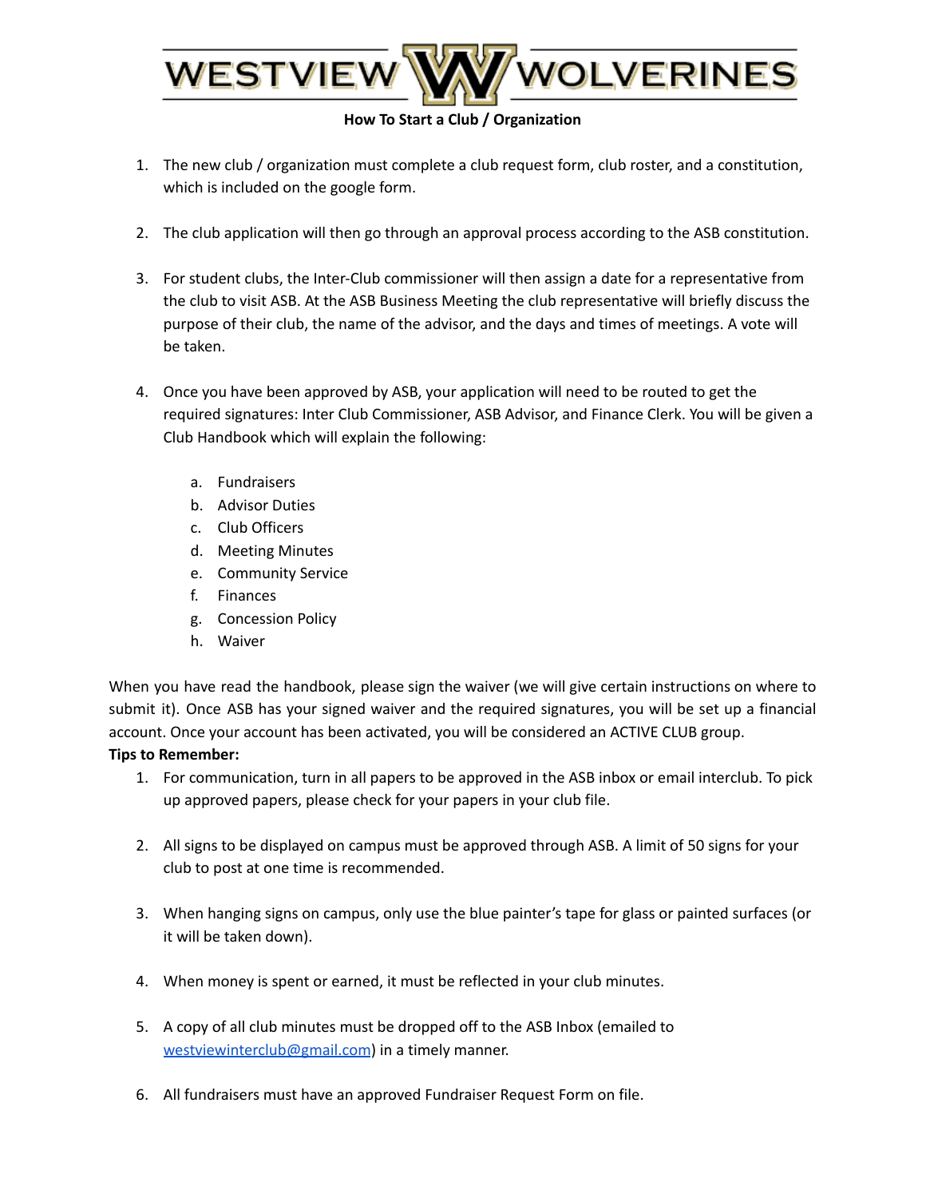# WESTVIEW WOLVERINES

**How To Start a Club / Organization**

1. The new club / organization must complete a club request form, club roster, and a constitution, which is included on the google form.

2. The club application will then go through an approval process according to the ASB constitution.

3. For student clubs, the Inter-Club commissioner will then assign a date for a representative from the club to visit ASB. At the ASB Business Meeting the club representative will briefly discuss the purpose of their club, the name of the advisor, and the days and times of meetings. A vote will be taken.

4. Once you have been approved by ASB, your application will need to be routed to get the required signatures: Inter Club Commissioner, ASB Advisor, and Finance Clerk. You will be given a Club Handbook which will explain the following:

   a. Fundraisers
   b. Advisor Duties
   c. Club Officers
   d. Meeting Minutes
   e. Community Service
   f. Finances
   g. Concession Policy
   h. Waiver

When you have read the handbook, please sign the waiver (we will give certain instructions on where to submit it). Once ASB has your signed waiver and the required signatures, you will be set up a financial account. Once your account has been activated, you will be considered an ACTIVE CLUB group.

**Tips to Remember:**

1. For communication, turn in all papers to be approved in the ASB inbox or email interclub. To pick up approved papers, please check for your papers in your club file.

2. All signs to be displayed on campus must be approved through ASB. A limit of 50 signs for your club to post at one time is recommended.

3. When hanging signs on campus, only use the blue painter's tape for glass or painted surfaces (or it will be taken down).

4. When money is spent or earned, it must be reflected in your club minutes.

5. A copy of all club minutes must be dropped off to the ASB Inbox (emailed to westviewinterclub@gmail.com) in a timely manner.

6. All fundraisers must have an approved Fundraiser Request Form on file.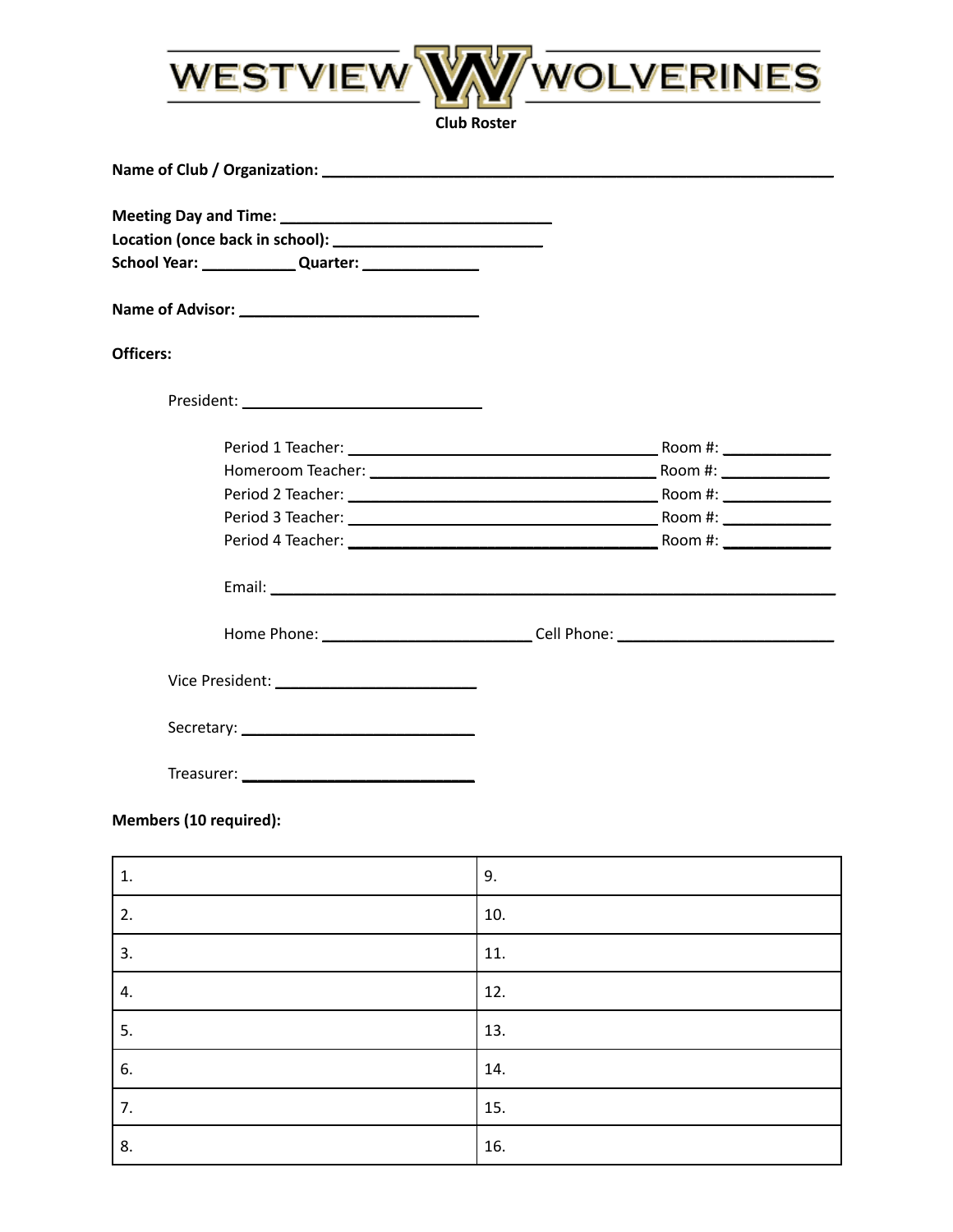# WESTVIEW WOLVERINES

**Club Roster**

**Name of Club / Organization:** ______________________________________________

**Meeting Day and Time:** ________________________
**Location (once back in school):** ____________________
**School Year:** _________ **Quarter:** __________

**Name of Advisor:** ______________________

**Officers:**

President: ______________________

Period 1 Teacher: ____________________________ Room #: __________
Homeroom Teacher: __________________________ Room #: __________
Period 2 Teacher: ____________________________ Room #: __________
Period 3 Teacher: ____________________________ Room #: __________
Period 4 Teacher: ____________________________ Room #: __________

Email: ____________________________________________________

Home Phone: ___________________ Cell Phone: ____________________

Vice President: __________________

Secretary: ______________________

Treasurer: ______________________

**Members (10 required):**

| | |
|---|---|
| 1. | 9. |
| 2. | 10. |
| 3. | 11. |
| 4. | 12. |
| 5. | 13. |
| 6. | 14. |
| 7. | 15. |
| 8. | 16. |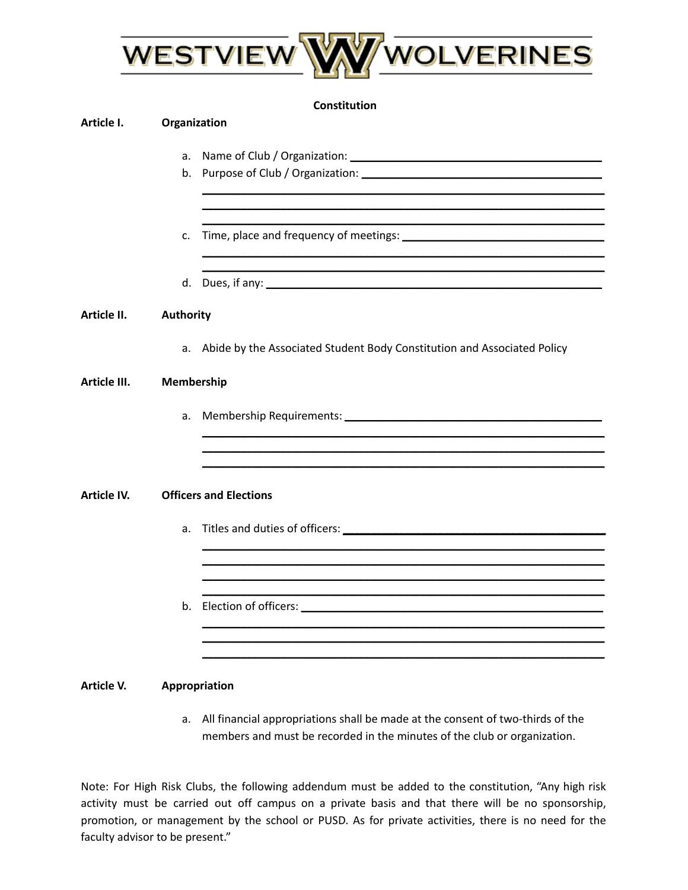WESTVIEW WOLVERINES

## Constitution

**Article I. Organization**

a. Name of Club / Organization: ______________________________

b. Purpose of Club / Organization: ______________________________
______________________________
______________________________
______________________________

c. Time, place and frequency of meetings: ______________________________
______________________________
______________________________

d. Dues, if any: ______________________________

**Article II. Authority**

a. Abide by the Associated Student Body Constitution and Associated Policy

**Article III. Membership**

a. Membership Requirements: ______________________________
______________________________
______________________________
______________________________

**Article IV. Officers and Elections**

a. Titles and duties of officers: ______________________________
______________________________
______________________________
______________________________
______________________________

b. Election of officers: ______________________________
______________________________
______________________________
______________________________

**Article V. Appropriation**

a. All financial appropriations shall be made at the consent of two-thirds of the members and must be recorded in the minutes of the club or organization.

Note: For High Risk Clubs, the following addendum must be added to the constitution, "Any high risk activity must be carried out off campus on a private basis and that there will be no sponsorship, promotion, or management by the school or PUSD. As for private activities, there is no need for the faculty advisor to be present."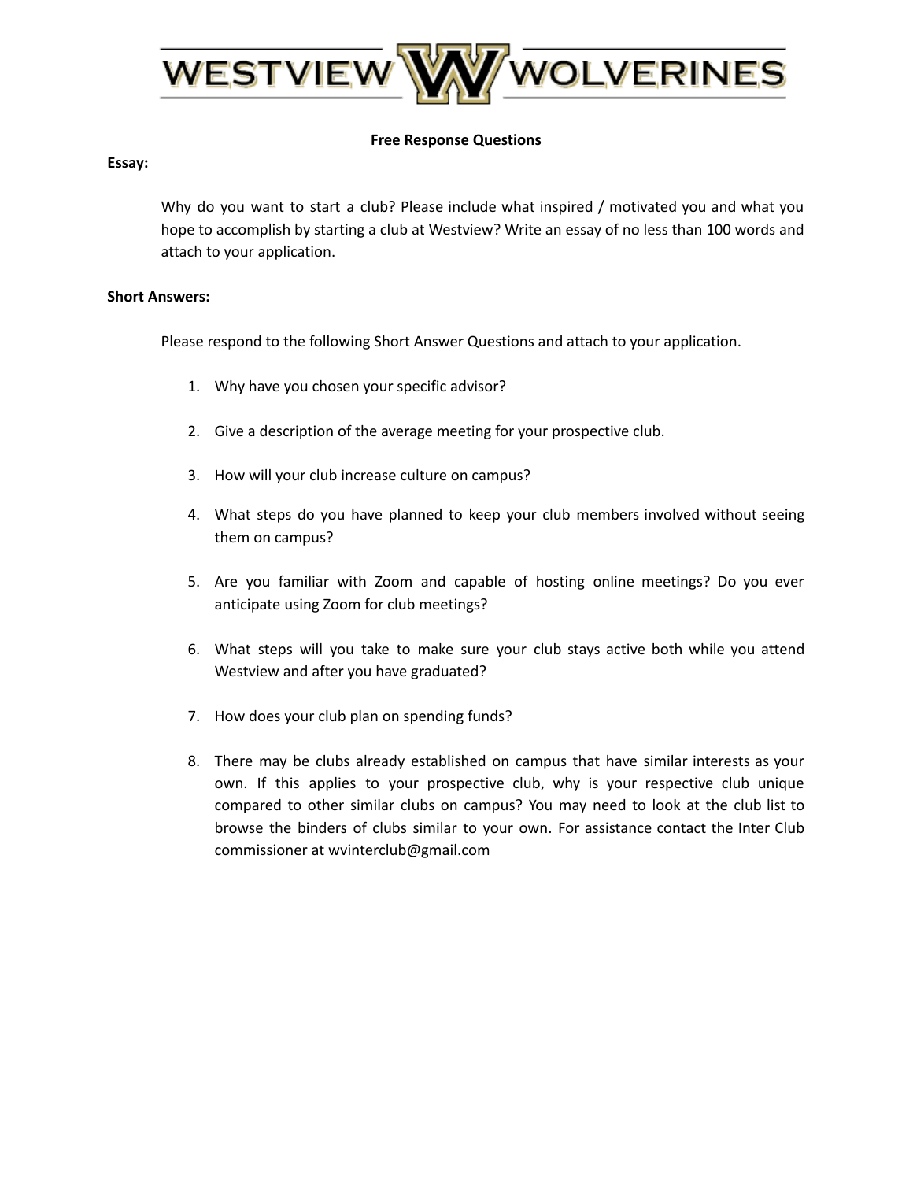WESTVIEW WOLVERINES

## Free Response Questions

**Essay:**

Why do you want to start a club? Please include what inspired / motivated you and what you hope to accomplish by starting a club at Westview? Write an essay of no less than 100 words and attach to your application.

**Short Answers:**

Please respond to the following Short Answer Questions and attach to your application.

1. Why have you chosen your specific advisor?
2. Give a description of the average meeting for your prospective club.
3. How will your club increase culture on campus?
4. What steps do you have planned to keep your club members involved without seeing them on campus?
5. Are you familiar with Zoom and capable of hosting online meetings? Do you ever anticipate using Zoom for club meetings?
6. What steps will you take to make sure your club stays active both while you attend Westview and after you have graduated?
7. How does your club plan on spending funds?
8. There may be clubs already established on campus that have similar interests as your own. If this applies to your prospective club, why is your respective club unique compared to other similar clubs on campus? You may need to look at the club list to browse the binders of clubs similar to your own. For assistance contact the Inter Club commissioner at wvinterclub@gmail.com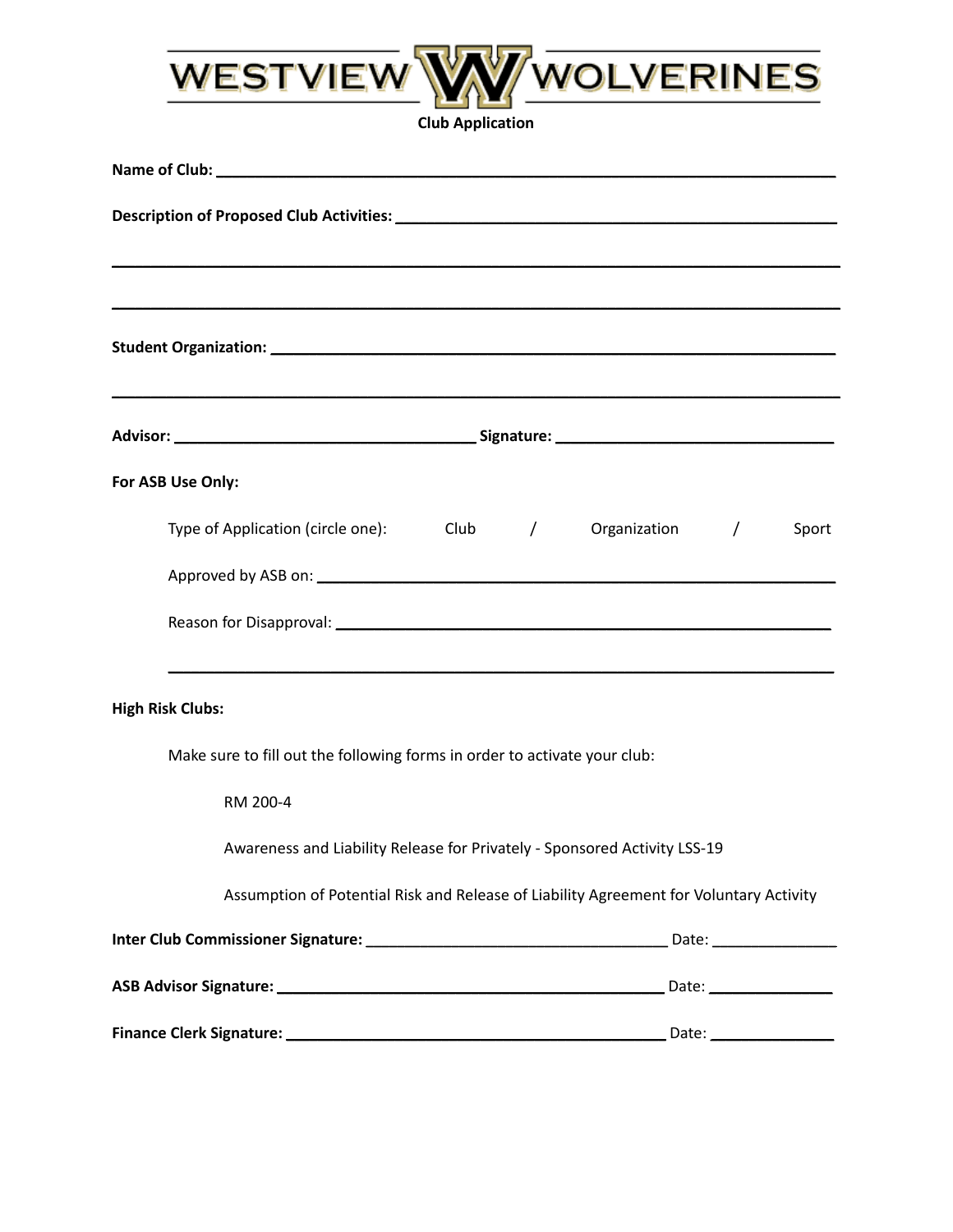WESTVIEW WOLVERINES

**Club Application**

**Name of Club:** ______________________________________________

**Description of Proposed Club Activities:** ______________________________________________

______________________________________________

______________________________________________

**Student Organization:** ______________________________________________

______________________________________________

**Advisor:** ______________________ **Signature:** ______________________

**For ASB Use Only:**

Type of Application (circle one): Club / Organization / Sport

Approved by ASB on: ______________________________________________

Reason for Disapproval: ______________________________________________

______________________________________________

**High Risk Clubs:**

Make sure to fill out the following forms in order to activate your club:

RM 200-4

Awareness and Liability Release for Privately - Sponsored Activity LSS-19

Assumption of Potential Risk and Release of Liability Agreement for Voluntary Activity

**Inter Club Commissioner Signature:** ______________________ Date: __________

**ASB Advisor Signature:** ______________________ Date: __________

**Finance Clerk Signature:** ______________________ Date: __________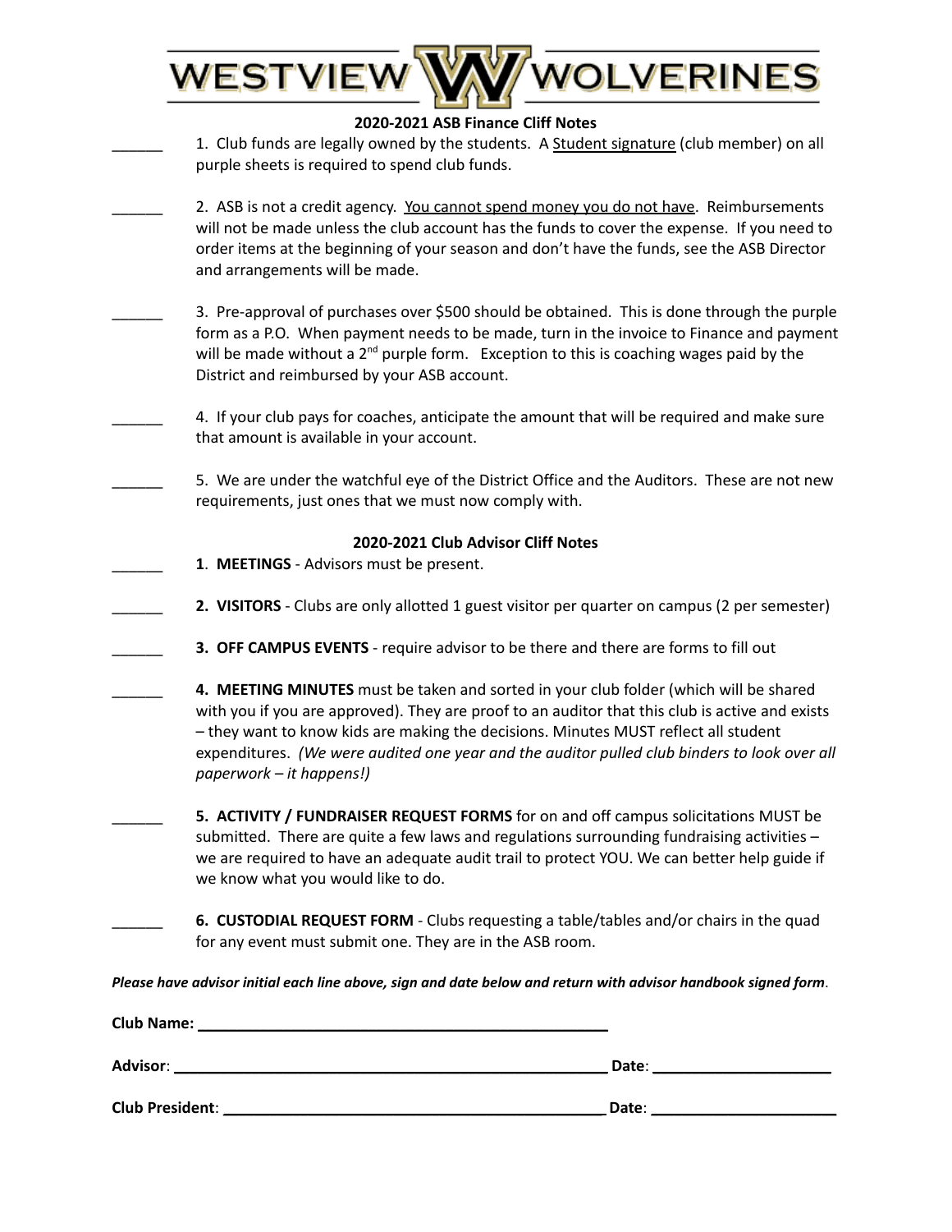WESTVIEW W WOLVERINES

**2020-2021 ASB Finance Cliff Notes**

______ 1. Club funds are legally owned by the students. A Student signature (club member) on all purple sheets is required to spend club funds.

______ 2. ASB is not a credit agency. You cannot spend money you do not have. Reimbursements will not be made unless the club account has the funds to cover the expense. If you need to order items at the beginning of your season and don't have the funds, see the ASB Director and arrangements will be made.

______ 3. Pre-approval of purchases over $500 should be obtained. This is done through the purple form as a P.O. When payment needs to be made, turn in the invoice to Finance and payment will be made without a 2nd purple form. Exception to this is coaching wages paid by the District and reimbursed by your ASB account.

______ 4. If your club pays for coaches, anticipate the amount that will be required and make sure that amount is available in your account.

______ 5. We are under the watchful eye of the District Office and the Auditors. These are not new requirements, just ones that we must now comply with.

**2020-2021 Club Advisor Cliff Notes**

______ **1. MEETINGS** - Advisors must be present.

______ **2. VISITORS** - Clubs are only allotted 1 guest visitor per quarter on campus (2 per semester)

______ **3. OFF CAMPUS EVENTS** - require advisor to be there and there are forms to fill out

______ **4. MEETING MINUTES** must be taken and sorted in your club folder (which will be shared with you if you are approved). They are proof to an auditor that this club is active and exists – they want to know kids are making the decisions. Minutes MUST reflect all student expenditures. *(We were audited one year and the auditor pulled club binders to look over all paperwork – it happens!)*

______ **5. ACTIVITY / FUNDRAISER REQUEST FORMS** for on and off campus solicitations MUST be submitted. There are quite a few laws and regulations surrounding fundraising activities – we are required to have an adequate audit trail to protect YOU. We can better help guide if we know what you would like to do.

______ **6. CUSTODIAL REQUEST FORM** - Clubs requesting a table/tables and/or chairs in the quad for any event must submit one. They are in the ASB room.

***Please have advisor initial each line above, sign and date below and return with advisor handbook signed form*.**

**Club Name:** ______________________________

**Advisor**: ______________________________ **Date**: ______________

**Club President**: ______________________________ **Date**: ______________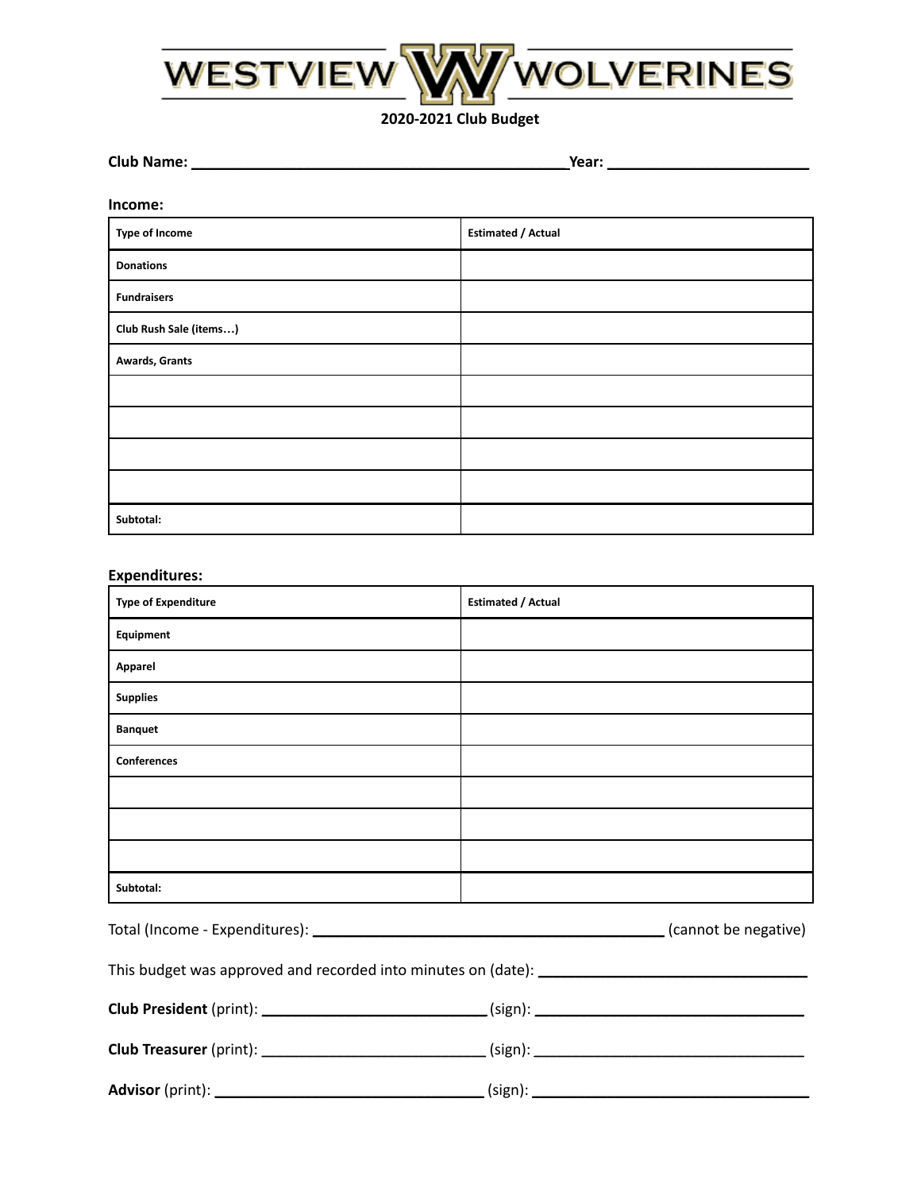# WESTVIEW WOLVERINES

**2020-2021 Club Budget**

**Club Name:** ______________________________________________ **Year:** ________________________

**Income:**

| Type of Income | Estimated / Actual |
|---|---|
| Donations | |
| Fundraisers | |
| Club Rush Sale (items…) | |
| Awards, Grants | |
| | |
| | |
| | |
| | |
| Subtotal: | |

**Expenditures:**

| Type of Expenditure | Estimated / Actual |
|---|---|
| Equipment | |
| Apparel | |
| Supplies | |
| Banquet | |
| Conferences | |
| | |
| | |
| | |
| Subtotal: | |

Total (Income - Expenditures): ___________________________________________ (cannot be negative)

This budget was approved and recorded into minutes on (date): _______________________________

**Club President** (print): ___________________________ (sign): _________________________________

**Club Treasurer** (print): ___________________________ (sign): _________________________________

**Advisor** (print): ________________________________ (sign): _________________________________